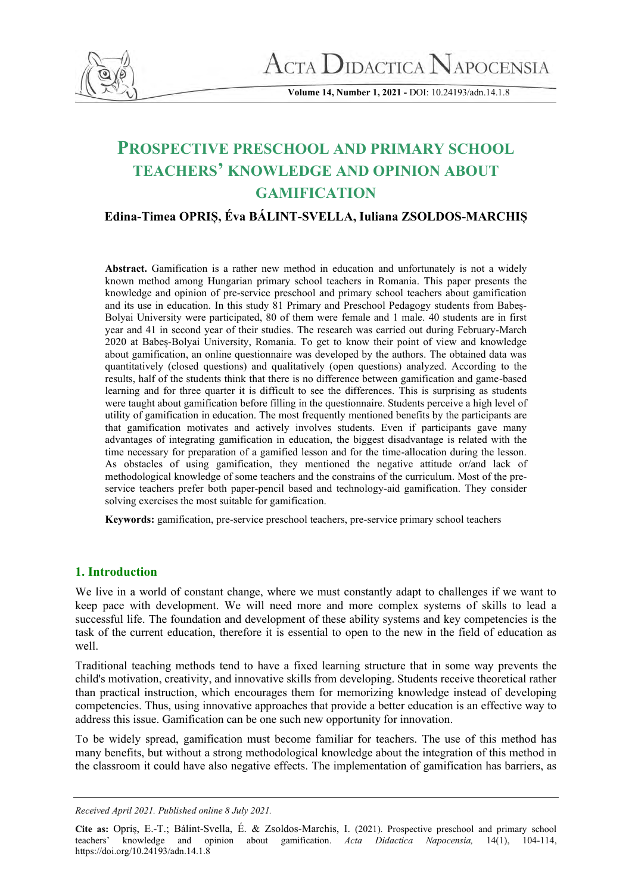# PROSPECTIVE PRESCHOOL AND PRIMARY SCHOOL TEACHERS' KNOWLEDGE AND OPINION ABOUT GAMIFICATION

**Edina-Timea OPRIȘ, Éva BÁLINT-SVELLA, Iuliana ZSOLDOS-MARCHIȘ**

**Abstract.** Gamification is a rather new method in education and unfortunately is not a widely known method among Hungarian primary school teachers in Romania. This paper presents the knowledge and opinion of pre-service preschool and primary school teachers about gamification and its use in education. In this study 81 Primary and Preschool Pedagogy students from Babeș-Bolyai University were participated, 80 of them were female and 1 male. 40 students are in first year and 41 in second year of their studies. The research was carried out during February-March 2020 at Babeș-Bolyai University, Romania. To get to know their point of view and knowledge about gamification, an online questionnaire was developed by the authors. The obtained data was quantitatively (closed questions) and qualitatively (open questions) analyzed. According to the results, half of the students think that there is no difference between gamification and game-based learning and for three quarter it is difficult to see the differences. This is surprising as students were taught about gamification before filling in the questionnaire. Students perceive a high level of utility of gamification in education. The most frequently mentioned benefits by the participants are that gamification motivates and actively involves students. Even if participants gave many advantages of integrating gamification in education, the biggest disadvantage is related with the time necessary for preparation of a gamified lesson and for the time-allocation during the lesson. As obstacles of using gamification, they mentioned the negative attitude or/and lack of methodological knowledge of some teachers and the constrains of the curriculum. Most of the pre-service teachers prefer both paper-pencil based and technology-aid gamification. They consider solving exercises the most suitable for gamification.

**Keywords:** gamification, pre-service preschool teachers, pre-service primary school teachers

## 1. Introduction

We live in a world of constant change, where we must constantly adapt to challenges if we want to keep pace with development. We will need more and more complex systems of skills to lead a successful life. The foundation and development of these ability systems and key competencies is the task of the current education, therefore it is essential to open to the new in the field of education as well.

Traditional teaching methods tend to have a fixed learning structure that in some way prevents the child's motivation, creativity, and innovative skills from developing. Students receive theoretical rather than practical instruction, which encourages them for memorizing knowledge instead of developing competencies. Thus, using innovative approaches that provide a better education is an effective way to address this issue. Gamification can be one such new opportunity for innovation.

To be widely spread, gamification must become familiar for teachers. The use of this method has many benefits, but without a strong methodological knowledge about the integration of this method in the classroom it could have also negative effects. The implementation of gamification has barriers, as

*Received April 2021. Published online 8 July 2021.*

**Cite as:** Opriș, E.-T.; Bálint-Svella, É. & Zsoldos-Marchis, I. (2021). Prospective preschool and primary school teachers' knowledge and opinion about gamification. *Acta Didactica Napocensia,* 14(1), 104-114, https://doi.org/10.24193/adn.14.1.8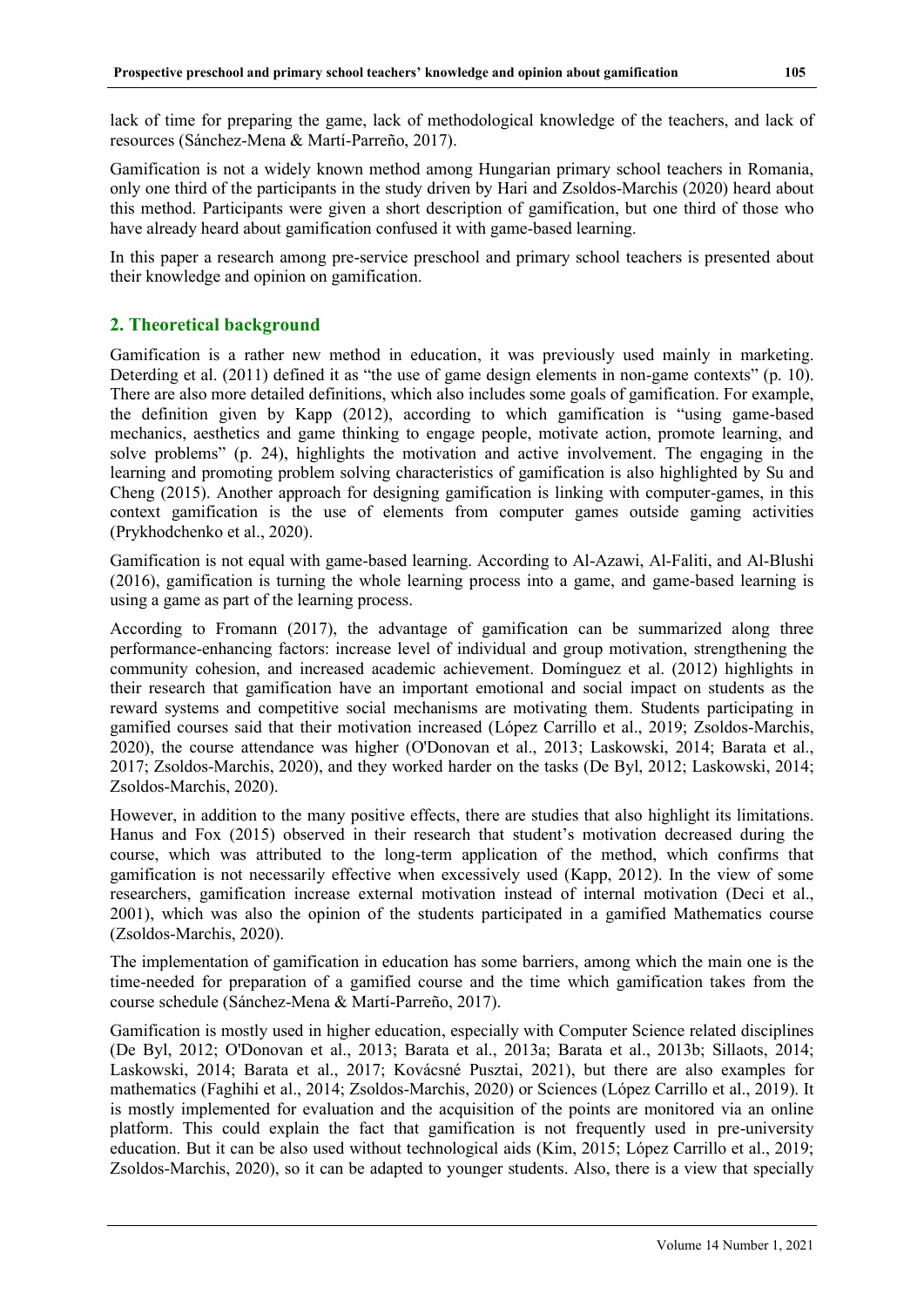lack of time for preparing the game, lack of methodological knowledge of the teachers, and lack of resources (Sánchez-Mena & Martí-Parreño, 2017).

Gamification is not a widely known method among Hungarian primary school teachers in Romania, only one third of the participants in the study driven by Hari and Zsoldos-Marchis (2020) heard about this method. Participants were given a short description of gamification, but one third of those who have already heard about gamification confused it with game-based learning.

In this paper a research among pre-service preschool and primary school teachers is presented about their knowledge and opinion on gamification.

## 2. Theoretical background

Gamification is a rather new method in education, it was previously used mainly in marketing. Deterding et al. (2011) defined it as "the use of game design elements in non-game contexts" (p. 10). There are also more detailed definitions, which also includes some goals of gamification. For example, the definition given by Kapp (2012), according to which gamification is "using game-based mechanics, aesthetics and game thinking to engage people, motivate action, promote learning, and solve problems" (p. 24), highlights the motivation and active involvement. The engaging in the learning and promoting problem solving characteristics of gamification is also highlighted by Su and Cheng (2015). Another approach for designing gamification is linking with computer-games, in this context gamification is the use of elements from computer games outside gaming activities (Prykhodchenko et al., 2020).

Gamification is not equal with game-based learning. According to Al-Azawi, Al-Faliti, and Al-Blushi (2016), gamification is turning the whole learning process into a game, and game-based learning is using a game as part of the learning process.

According to Fromann (2017), the advantage of gamification can be summarized along three performance-enhancing factors: increase level of individual and group motivation, strengthening the community cohesion, and increased academic achievement. Domínguez et al. (2012) highlights in their research that gamification have an important emotional and social impact on students as the reward systems and competitive social mechanisms are motivating them. Students participating in gamified courses said that their motivation increased (López Carrillo et al., 2019; Zsoldos-Marchis, 2020), the course attendance was higher (O'Donovan et al., 2013; Laskowski, 2014; Barata et al., 2017; Zsoldos-Marchis, 2020), and they worked harder on the tasks (De Byl, 2012; Laskowski, 2014; Zsoldos-Marchis, 2020).

However, in addition to the many positive effects, there are studies that also highlight its limitations. Hanus and Fox (2015) observed in their research that student's motivation decreased during the course, which was attributed to the long-term application of the method, which confirms that gamification is not necessarily effective when excessively used (Kapp, 2012). In the view of some researchers, gamification increase external motivation instead of internal motivation (Deci et al., 2001), which was also the opinion of the students participated in a gamified Mathematics course (Zsoldos-Marchis, 2020).

The implementation of gamification in education has some barriers, among which the main one is the time-needed for preparation of a gamified course and the time which gamification takes from the course schedule (Sánchez-Mena & Martí-Parreño, 2017).

Gamification is mostly used in higher education, especially with Computer Science related disciplines (De Byl, 2012; O'Donovan et al., 2013; Barata et al., 2013a; Barata et al., 2013b; Sillaots, 2014; Laskowski, 2014; Barata et al., 2017; Kovácsné Pusztai, 2021), but there are also examples for mathematics (Faghihi et al., 2014; Zsoldos-Marchis, 2020) or Sciences (López Carrillo et al., 2019). It is mostly implemented for evaluation and the acquisition of the points are monitored via an online platform. This could explain the fact that gamification is not frequently used in pre-university education. But it can be also used without technological aids (Kim, 2015; López Carrillo et al., 2019; Zsoldos-Marchis, 2020), so it can be adapted to younger students. Also, there is a view that specially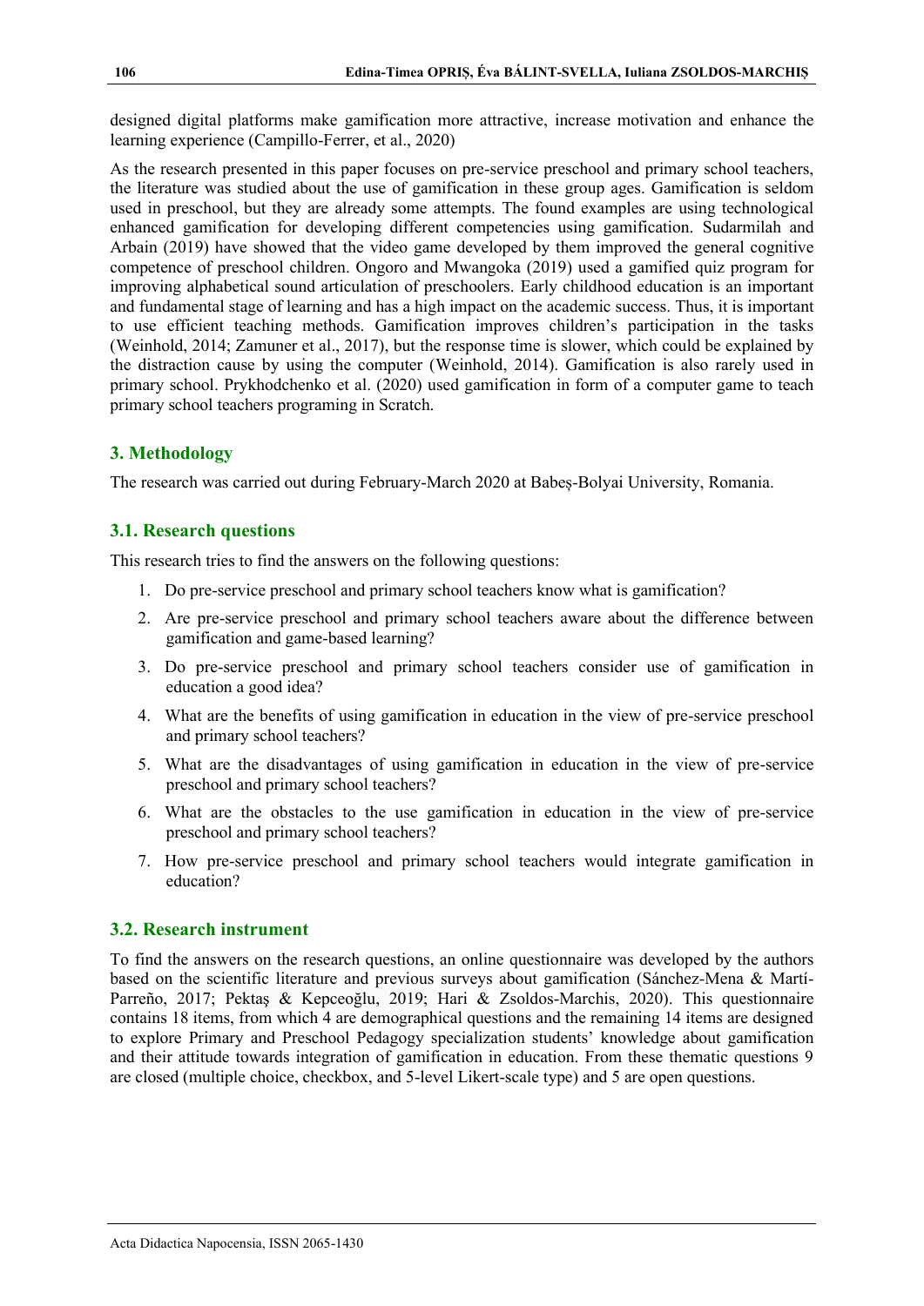designed digital platforms make gamification more attractive, increase motivation and enhance the learning experience (Campillo-Ferrer, et al., 2020)

As the research presented in this paper focuses on pre-service preschool and primary school teachers, the literature was studied about the use of gamification in these group ages. Gamification is seldom used in preschool, but they are already some attempts. The found examples are using technological enhanced gamification for developing different competencies using gamification. Sudarmilah and Arbain (2019) have showed that the video game developed by them improved the general cognitive competence of preschool children. Ongoro and Mwangoka (2019) used a gamified quiz program for improving alphabetical sound articulation of preschoolers. Early childhood education is an important and fundamental stage of learning and has a high impact on the academic success. Thus, it is important to use efficient teaching methods. Gamification improves children's participation in the tasks (Weinhold, 2014; Zamuner et al., 2017), but the response time is slower, which could be explained by the distraction cause by using the computer (Weinhold, 2014). Gamification is also rarely used in primary school. Prykhodchenko et al. (2020) used gamification in form of a computer game to teach primary school teachers programing in Scratch.

## 3. Methodology

The research was carried out during February-March 2020 at Babeș-Bolyai University, Romania.

### 3.1. Research questions

This research tries to find the answers on the following questions:

1. Do pre-service preschool and primary school teachers know what is gamification?
2. Are pre-service preschool and primary school teachers aware about the difference between gamification and game-based learning?
3. Do pre-service preschool and primary school teachers consider use of gamification in education a good idea?
4. What are the benefits of using gamification in education in the view of pre-service preschool and primary school teachers?
5. What are the disadvantages of using gamification in education in the view of pre-service preschool and primary school teachers?
6. What are the obstacles to the use gamification in education in the view of pre-service preschool and primary school teachers?
7. How pre-service preschool and primary school teachers would integrate gamification in education?

### 3.2. Research instrument

To find the answers on the research questions, an online questionnaire was developed by the authors based on the scientific literature and previous surveys about gamification (Sánchez-Mena & Martí-Parreño, 2017; Pektaş & Kepceoğlu, 2019; Hari & Zsoldos-Marchis, 2020). This questionnaire contains 18 items, from which 4 are demographical questions and the remaining 14 items are designed to explore Primary and Preschool Pedagogy specialization students' knowledge about gamification and their attitude towards integration of gamification in education. From these thematic questions 9 are closed (multiple choice, checkbox, and 5-level Likert-scale type) and 5 are open questions.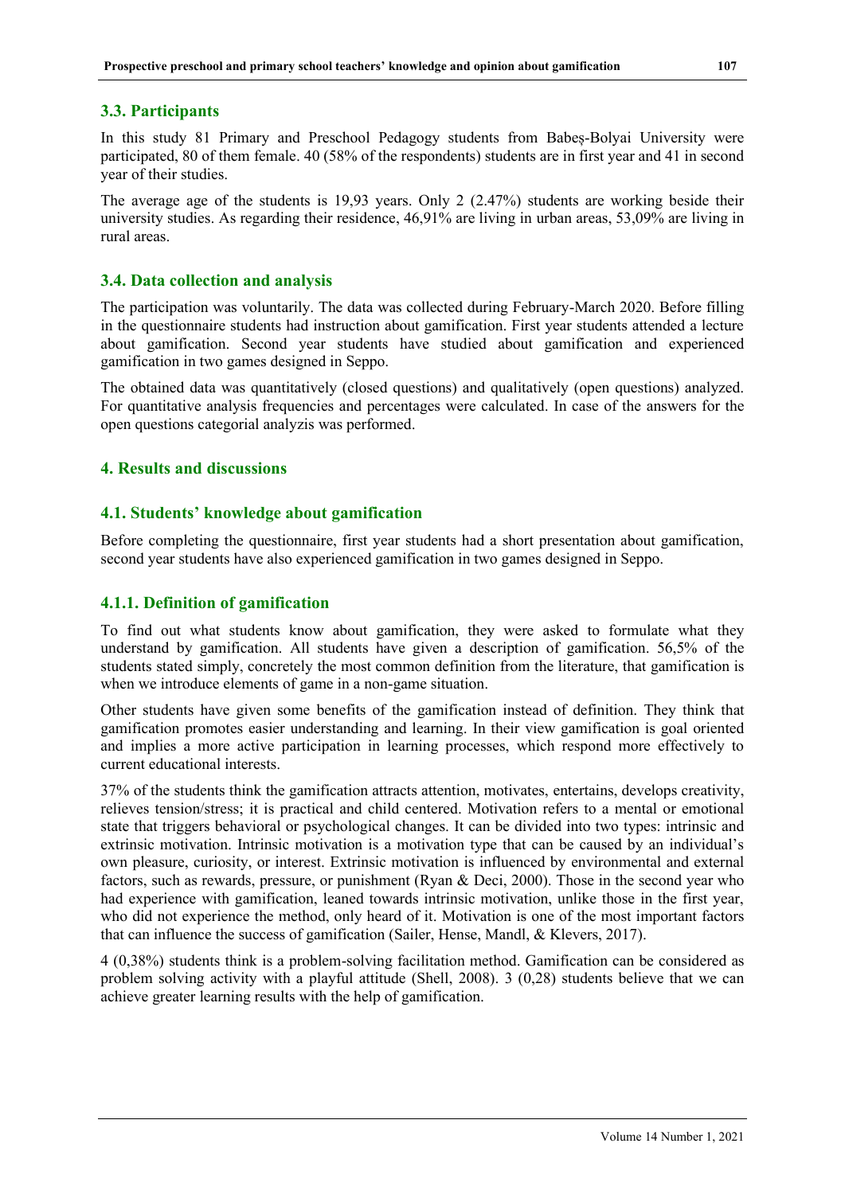### 3.3. Participants

In this study 81 Primary and Preschool Pedagogy students from Babeș-Bolyai University were participated, 80 of them female. 40 (58% of the respondents) students are in first year and 41 in second year of their studies.

The average age of the students is 19,93 years. Only 2 (2.47%) students are working beside their university studies. As regarding their residence, 46,91% are living in urban areas, 53,09% are living in rural areas.

### 3.4. Data collection and analysis

The participation was voluntarily. The data was collected during February-March 2020. Before filling in the questionnaire students had instruction about gamification. First year students attended a lecture about gamification. Second year students have studied about gamification and experienced gamification in two games designed in Seppo.

The obtained data was quantitatively (closed questions) and qualitatively (open questions) analyzed. For quantitative analysis frequencies and percentages were calculated. In case of the answers for the open questions categorial analyzis was performed.

## 4. Results and discussions

### 4.1. Students' knowledge about gamification

Before completing the questionnaire, first year students had a short presentation about gamification, second year students have also experienced gamification in two games designed in Seppo.

#### 4.1.1. Definition of gamification

To find out what students know about gamification, they were asked to formulate what they understand by gamification. All students have given a description of gamification. 56,5% of the students stated simply, concretely the most common definition from the literature, that gamification is when we introduce elements of game in a non-game situation.

Other students have given some benefits of the gamification instead of definition. They think that gamification promotes easier understanding and learning. In their view gamification is goal oriented and implies a more active participation in learning processes, which respond more effectively to current educational interests.

37% of the students think the gamification attracts attention, motivates, entertains, develops creativity, relieves tension/stress; it is practical and child centered. Motivation refers to a mental or emotional state that triggers behavioral or psychological changes. It can be divided into two types: intrinsic and extrinsic motivation. Intrinsic motivation is a motivation type that can be caused by an individual's own pleasure, curiosity, or interest. Extrinsic motivation is influenced by environmental and external factors, such as rewards, pressure, or punishment (Ryan & Deci, 2000). Those in the second year who had experience with gamification, leaned towards intrinsic motivation, unlike those in the first year, who did not experience the method, only heard of it. Motivation is one of the most important factors that can influence the success of gamification (Sailer, Hense, Mandl, & Klevers, 2017).

4 (0,38%) students think is a problem-solving facilitation method. Gamification can be considered as problem solving activity with a playful attitude (Shell, 2008). 3 (0,28) students believe that we can achieve greater learning results with the help of gamification.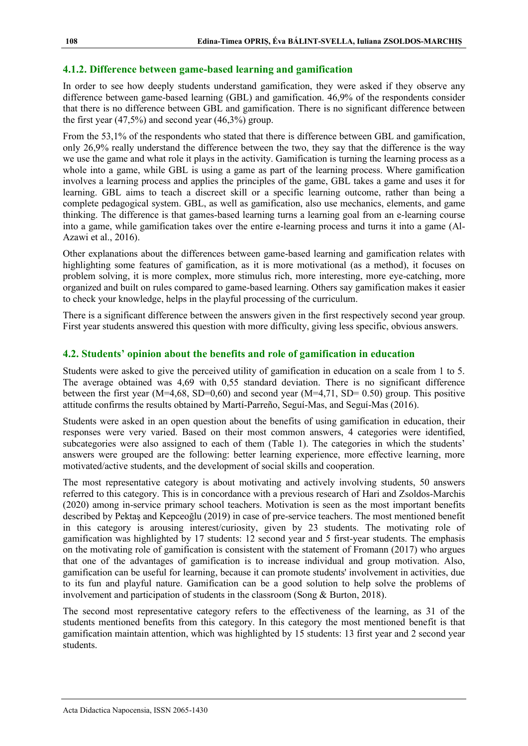### 4.1.2. Difference between game-based learning and gamification

In order to see how deeply students understand gamification, they were asked if they observe any difference between game-based learning (GBL) and gamification. 46,9% of the respondents consider that there is no difference between GBL and gamification. There is no significant difference between the first year (47,5%) and second year (46,3%) group.

From the 53,1% of the respondents who stated that there is difference between GBL and gamification, only 26,9% really understand the difference between the two, they say that the difference is the way we use the game and what role it plays in the activity. Gamification is turning the learning process as a whole into a game, while GBL is using a game as part of the learning process. Where gamification involves a learning process and applies the principles of the game, GBL takes a game and uses it for learning. GBL aims to teach a discreet skill or a specific learning outcome, rather than being a complete pedagogical system. GBL, as well as gamification, also use mechanics, elements, and game thinking. The difference is that games-based learning turns a learning goal from an e-learning course into a game, while gamification takes over the entire e-learning process and turns it into a game (Al-Azawi et al., 2016).

Other explanations about the differences between game-based learning and gamification relates with highlighting some features of gamification, as it is more motivational (as a method), it focuses on problem solving, it is more complex, more stimulus rich, more interesting, more eye-catching, more organized and built on rules compared to game-based learning. Others say gamification makes it easier to check your knowledge, helps in the playful processing of the curriculum.

There is a significant difference between the answers given in the first respectively second year group. First year students answered this question with more difficulty, giving less specific, obvious answers.

## 4.2. Students' opinion about the benefits and role of gamification in education

Students were asked to give the perceived utility of gamification in education on a scale from 1 to 5. The average obtained was 4,69 with 0,55 standard deviation. There is no significant difference between the first year (M=4,68, SD=0,60) and second year (M=4,71, SD= 0.50) group. This positive attitude confirms the results obtained by Martí-Parreño, Seguí-Mas, and Seguí-Mas (2016).

Students were asked in an open question about the benefits of using gamification in education, their responses were very varied. Based on their most common answers, 4 categories were identified, subcategories were also assigned to each of them (Table 1). The categories in which the students' answers were grouped are the following: better learning experience, more effective learning, more motivated/active students, and the development of social skills and cooperation.

The most representative category is about motivating and actively involving students, 50 answers referred to this category. This is in concordance with a previous research of Hari and Zsoldos-Marchis (2020) among in-service primary school teachers. Motivation is seen as the most important benefits described by Pektaş and Kepceoğlu (2019) in case of pre-service teachers. The most mentioned benefit in this category is arousing interest/curiosity, given by 23 students. The motivating role of gamification was highlighted by 17 students: 12 second year and 5 first-year students. The emphasis on the motivating role of gamification is consistent with the statement of Fromann (2017) who argues that one of the advantages of gamification is to increase individual and group motivation. Also, gamification can be useful for learning, because it can promote students' involvement in activities, due to its fun and playful nature. Gamification can be a good solution to help solve the problems of involvement and participation of students in the classroom (Song & Burton, 2018).

The second most representative category refers to the effectiveness of the learning, as 31 of the students mentioned benefits from this category. In this category the most mentioned benefit is that gamification maintain attention, which was highlighted by 15 students: 13 first year and 2 second year students.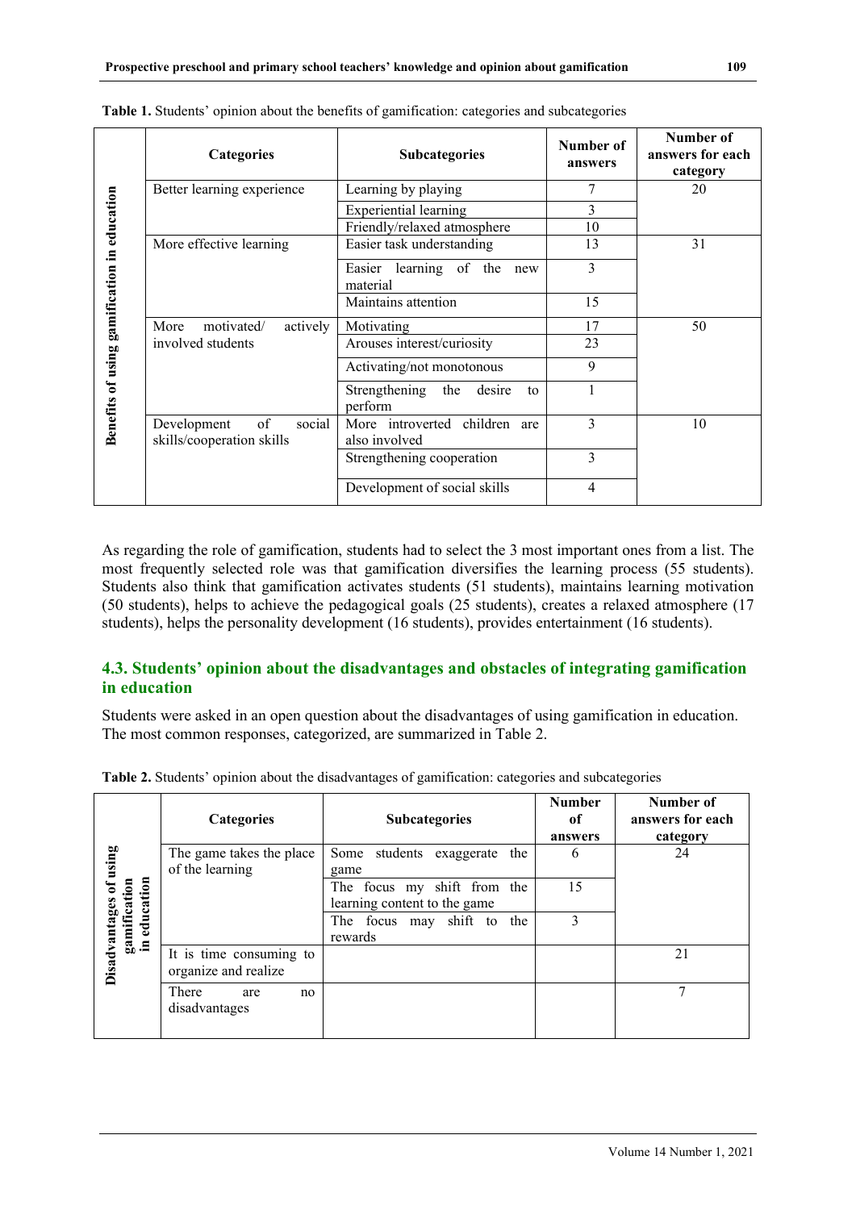**Table 1.** Students' opinion about the benefits of gamification: categories and subcategories

| | Categories | Subcategories | Number of answers | Number of answers for each category |
|---|---|---|---|---|
| **Benefits of using gamification in education** | Better learning experience | Learning by playing | 7 | 20 |
| | | Experiential learning | 3 | |
| | | Friendly/relaxed atmosphere | 10 | |
| | More effective learning | Easier task understanding | 13 | 31 |
| | | Easier learning of the new material | 3 | |
| | | Maintains attention | 15 | |
| | More motivated/ actively involved students | Motivating | 17 | 50 |
| | | Arouses interest/curiosity | 23 | |
| | | Activating/not monotonous | 9 | |
| | | Strengthening the desire to perform | 1 | |
| | Development of social skills/cooperation skills | More introverted children are also involved | 3 | 10 |
| | | Strengthening cooperation | 3 | |
| | | Development of social skills | 4 | |

As regarding the role of gamification, students had to select the 3 most important ones from a list. The most frequently selected role was that gamification diversifies the learning process (55 students). Students also think that gamification activates students (51 students), maintains learning motivation (50 students), helps to achieve the pedagogical goals (25 students), creates a relaxed atmosphere (17 students), helps the personality development (16 students), provides entertainment (16 students).

## 4.3. Students' opinion about the disadvantages and obstacles of integrating gamification in education

Students were asked in an open question about the disadvantages of using gamification in education. The most common responses, categorized, are summarized in Table 2.

**Table 2.** Students' opinion about the disadvantages of gamification: categories and subcategories

| | Categories | Subcategories | Number of answers | Number of answers for each category |
|---|---|---|---|---|
| **Disadvantages of using gamification in education** | The game takes the place of the learning | Some students exaggerate the game | 6 | 24 |
| | | The focus my shift from the learning content to the game | 15 | |
| | | The focus may shift to the rewards | 3 | |
| | It is time consuming to organize and realize | | | 21 |
| | There are no disadvantages | | | 7 |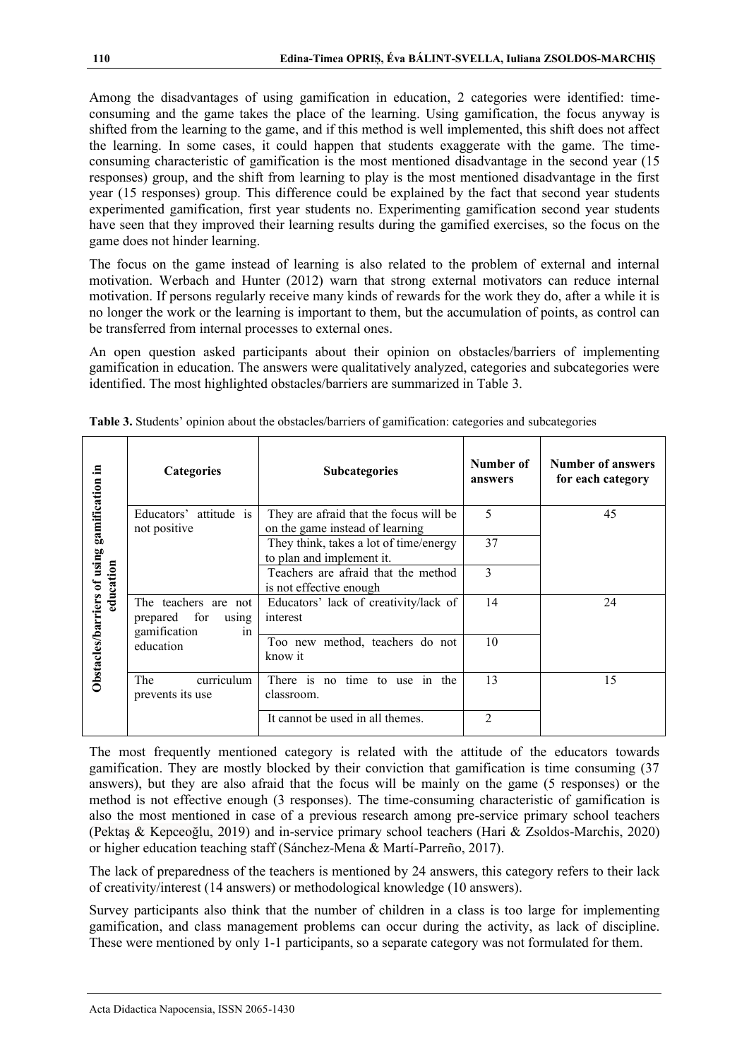Among the disadvantages of using gamification in education, 2 categories were identified: time-consuming and the game takes the place of the learning. Using gamification, the focus anyway is shifted from the learning to the game, and if this method is well implemented, this shift does not affect the learning. In some cases, it could happen that students exaggerate with the game. The time-consuming characteristic of gamification is the most mentioned disadvantage in the second year (15 responses) group, and the shift from learning to play is the most mentioned disadvantage in the first year (15 responses) group. This difference could be explained by the fact that second year students experimented gamification, first year students no. Experimenting gamification second year students have seen that they improved their learning results during the gamified exercises, so the focus on the game does not hinder learning.

The focus on the game instead of learning is also related to the problem of external and internal motivation. Werbach and Hunter (2012) warn that strong external motivators can reduce internal motivation. If persons regularly receive many kinds of rewards for the work they do, after a while it is no longer the work or the learning is important to them, but the accumulation of points, as control can be transferred from internal processes to external ones.

An open question asked participants about their opinion on obstacles/barriers of implementing gamification in education. The answers were qualitatively analyzed, categories and subcategories were identified. The most highlighted obstacles/barriers are summarized in Table 3.

**Table 3.** Students' opinion about the obstacles/barriers of gamification: categories and subcategories

| | Categories | Subcategories | Number of answers | Number of answers for each category |
|---|---|---|---|---|
| Obstacles/barriers of using gamification in education | Educators' attitude is not positive | They are afraid that the focus will be on the game instead of learning | 5 | 45 |
| | | They think, takes a lot of time/energy to plan and implement it. | 37 | |
| | | Teachers are afraid that the method is not effective enough | 3 | |
| | The teachers are not prepared for using gamification in education | Educators' lack of creativity/lack of interest | 14 | 24 |
| | | Too new method, teachers do not know it | 10 | |
| | The curriculum prevents its use | There is no time to use in the classroom. | 13 | 15 |
| | | It cannot be used in all themes. | 2 | |

The most frequently mentioned category is related with the attitude of the educators towards gamification. They are mostly blocked by their conviction that gamification is time consuming (37 answers), but they are also afraid that the focus will be mainly on the game (5 responses) or the method is not effective enough (3 responses). The time-consuming characteristic of gamification is also the most mentioned in case of a previous research among pre-service primary school teachers (Pektaş & Kepceoğlu, 2019) and in-service primary school teachers (Hari & Zsoldos-Marchis, 2020) or higher education teaching staff (Sánchez-Mena & Martí-Parreño, 2017).

The lack of preparedness of the teachers is mentioned by 24 answers, this category refers to their lack of creativity/interest (14 answers) or methodological knowledge (10 answers).

Survey participants also think that the number of children in a class is too large for implementing gamification, and class management problems can occur during the activity, as lack of discipline. These were mentioned by only 1-1 participants, so a separate category was not formulated for them.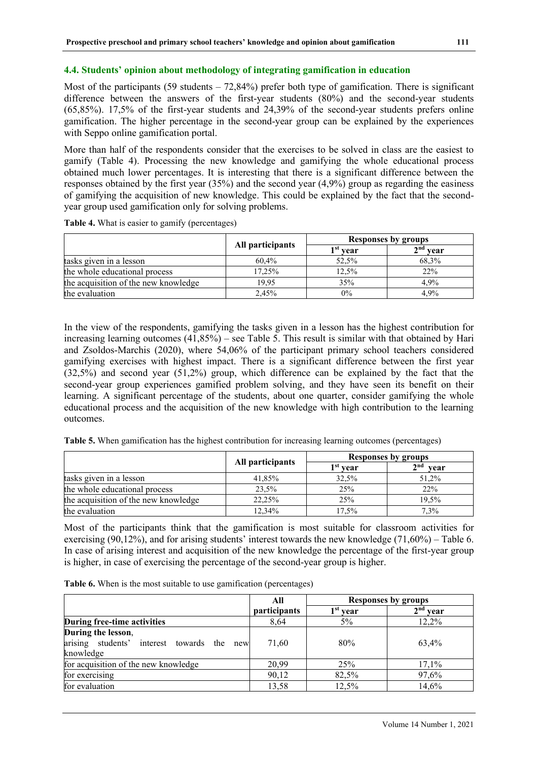### 4.4. Students' opinion about methodology of integrating gamification in education

Most of the participants (59 students – 72,84%) prefer both type of gamification. There is significant difference between the answers of the first-year students (80%) and the second-year students (65,85%). 17,5% of the first-year students and 24,39% of the second-year students prefers online gamification. The higher percentage in the second-year group can be explained by the experiences with Seppo online gamification portal.

More than half of the respondents consider that the exercises to be solved in class are the easiest to gamify (Table 4). Processing the new knowledge and gamifying the whole educational process obtained much lower percentages. It is interesting that there is a significant difference between the responses obtained by the first year (35%) and the second year (4,9%) group as regarding the easiness of gamifying the acquisition of new knowledge. This could be explained by the fact that the second-year group used gamification only for solving problems.

**Table 4.** What is easier to gamify (percentages)

| | All participants | Responses by groups | |
|---|---|---|---|
| | | 1st year | 2nd year |
| tasks given in a lesson | 60,4% | 52,5% | 68,3% |
| the whole educational process | 17,25% | 12,5% | 22% |
| the acquisition of the new knowledge | 19,95 | 35% | 4,9% |
| the evaluation | 2,45% | 0% | 4,9% |

In the view of the respondents, gamifying the tasks given in a lesson has the highest contribution for increasing learning outcomes (41,85%) – see Table 5. This result is similar with that obtained by Hari and Zsoldos-Marchis (2020), where 54,06% of the participant primary school teachers considered gamifying exercises with highest impact. There is a significant difference between the first year (32,5%) and second year (51,2%) group, which difference can be explained by the fact that the second-year group experiences gamified problem solving, and they have seen its benefit on their learning. A significant percentage of the students, about one quarter, consider gamifying the whole educational process and the acquisition of the new knowledge with high contribution to the learning outcomes.

**Table 5.** When gamification has the highest contribution for increasing learning outcomes (percentages)

| | All participants | Responses by groups | |
|---|---|---|---|
| | | 1st year | 2nd year |
| tasks given in a lesson | 41,85% | 32,5% | 51,2% |
| the whole educational process | 23,5% | 25% | 22% |
| the acquisition of the new knowledge | 22,25% | 25% | 19,5% |
| the evaluation | 12,34% | 17,5% | 7,3% |

Most of the participants think that the gamification is most suitable for classroom activities for exercising (90,12%), and for arising students' interest towards the new knowledge (71,60%) – Table 6. In case of arising interest and acquisition of the new knowledge the percentage of the first-year group is higher, in case of exercising the percentage of the second-year group is higher.

**Table 6.** When is the most suitable to use gamification (percentages)

| | All participants | Responses by groups | |
|---|---|---|---|
| | | 1st year | 2nd year |
| **During free-time activities** | 8,64 | 5% | 12,2% |
| **During the lesson**, arising students' interest towards the new knowledge | 71,60 | 80% | 63,4% |
| for acquisition of the new knowledge | 20,99 | 25% | 17,1% |
| for exercising | 90,12 | 82,5% | 97,6% |
| for evaluation | 13,58 | 12,5% | 14,6% |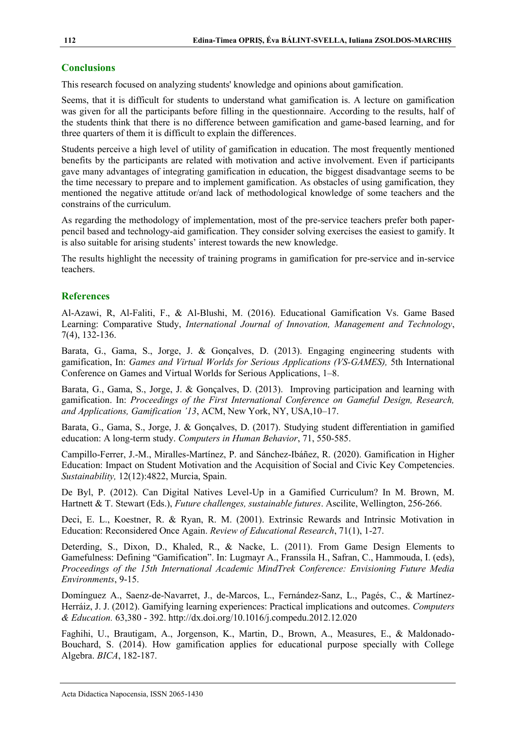## Conclusions

This research focused on analyzing students' knowledge and opinions about gamification.

Seems, that it is difficult for students to understand what gamification is. A lecture on gamification was given for all the participants before filling in the questionnaire. According to the results, half of the students think that there is no difference between gamification and game-based learning, and for three quarters of them it is difficult to explain the differences.

Students perceive a high level of utility of gamification in education. The most frequently mentioned benefits by the participants are related with motivation and active involvement. Even if participants gave many advantages of integrating gamification in education, the biggest disadvantage seems to be the time necessary to prepare and to implement gamification. As obstacles of using gamification, they mentioned the negative attitude or/and lack of methodological knowledge of some teachers and the constrains of the curriculum.

As regarding the methodology of implementation, most of the pre-service teachers prefer both paper-pencil based and technology-aid gamification. They consider solving exercises the easiest to gamify. It is also suitable for arising students' interest towards the new knowledge.

The results highlight the necessity of training programs in gamification for pre-service and in-service teachers.

## References

Al-Azawi, R, Al-Faliti, F., & Al-Blushi, M. (2016). Educational Gamification Vs. Game Based Learning: Comparative Study, *International Journal of Innovation, Management and Technology*, 7(4), 132-136.

Barata, G., Gama, S., Jorge, J. & Gonçalves, D. (2013). Engaging engineering students with gamification, In: *Games and Virtual Worlds for Serious Applications (VS-GAMES),* 5th International Conference on Games and Virtual Worlds for Serious Applications, 1–8.

Barata, G., Gama, S., Jorge, J. & Gonçalves, D. (2013). Improving participation and learning with gamification. In: *Proceedings of the First International Conference on Gameful Design, Research, and Applications, Gamification '13*, ACM, New York, NY, USA,10–17.

Barata, G., Gama, S., Jorge, J. & Gonçalves, D. (2017). Studying student differentiation in gamified education: A long-term study. *Computers in Human Behavior*, 71, 550-585.

Campillo-Ferrer, J.-M., Miralles-Martínez, P. and Sánchez-Ibáñez, R. (2020). Gamification in Higher Education: Impact on Student Motivation and the Acquisition of Social and Civic Key Competencies. *Sustainability,* 12(12):4822, Murcia, Spain.

De Byl, P. (2012). Can Digital Natives Level-Up in a Gamified Curriculum? In M. Brown, M. Hartnett & T. Stewart (Eds.), *Future challenges, sustainable futures*. Ascilite, Wellington, 256-266.

Deci, E. L., Koestner, R. & Ryan, R. M. (2001). Extrinsic Rewards and Intrinsic Motivation in Education: Reconsidered Once Again. *Review of Educational Research*, 71(1), 1-27.

Deterding, S., Dixon, D., Khaled, R., & Nacke, L. (2011). From Game Design Elements to Gamefulness: Defining "Gamification". In: Lugmayr A., Franssila H., Safran, C., Hammouda, I. (eds), *Proceedings of the 15th International Academic MindTrek Conference: Envisioning Future Media Environments*, 9-15.

Domínguez A., Saenz-de-Navarret, J., de-Marcos, L., Fernández-Sanz, L., Pagés, C., & Martínez-Herráiz, J. J. (2012). Gamifying learning experiences: Practical implications and outcomes. *Computers & Education.* 63,380 - 392. http://dx.doi.org/10.1016/j.compedu.2012.12.020

Faghihi, U., Brautigam, A., Jorgenson, K., Martin, D., Brown, A., Measures, E., & Maldonado-Bouchard, S. (2014). How gamification applies for educational purpose specially with College Algebra. *BICA*, 182-187.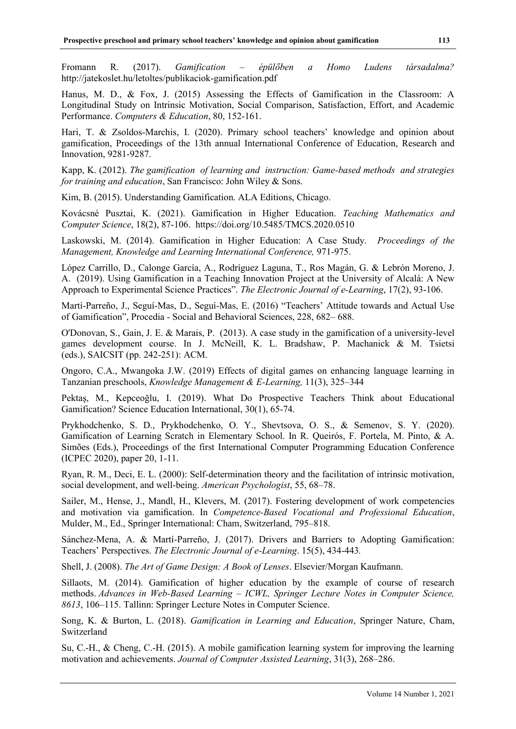Fromann R. (2017). *Gamification – épülőben a Homo Ludens társadalma?* http://jatekoslet.hu/letoltes/publikaciok-gamification.pdf

Hanus, M. D., & Fox, J. (2015) Assessing the Effects of Gamification in the Classroom: A Longitudinal Study on Intrinsic Motivation, Social Comparison, Satisfaction, Effort, and Academic Performance. *Computers & Education*, 80, 152-161.

Hari, T. & Zsoldos-Marchis, I. (2020). Primary school teachers' knowledge and opinion about gamification, Proceedings of the 13th annual International Conference of Education, Research and Innovation, 9281-9287.

Kapp, K. (2012). *The gamification of learning and instruction: Game-based methods and strategies for training and education*, San Francisco: John Wiley & Sons.

Kim, B. (2015). Understanding Gamification. ALA Editions, Chicago.

Kovácsné Pusztai, K. (2021). Gamification in Higher Education. *Teaching Mathematics and Computer Science*, 18(2), 87-106. https://doi.org/10.5485/TMCS.2020.0510

Laskowski, M. (2014). Gamification in Higher Education: A Case Study. *Proceedings of the Management, Knowledge and Learning International Conference,* 971-975.

López Carrillo, D., Calonge García, A., Rodríguez Laguna, T., Ros Magán, G. & Lebrón Moreno, J. A. (2019). Using Gamification in a Teaching Innovation Project at the University of Alcalá: A New Approach to Experimental Science Practices". *The Electronic Journal of e-Learning*, 17(2), 93-106.

Martí-Parreño, J., Seguí-Mas, D., Seguí-Mas, E. (2016) "Teachers' Attitude towards and Actual Use of Gamification", Procedia - Social and Behavioral Sciences, 228, 682– 688.

O'Donovan, S., Gain, J. E. & Marais, P. (2013). A case study in the gamification of a university-level games development course. In J. McNeill, K. L. Bradshaw, P. Machanick & M. Tsietsi (eds.), SAICSIT (pp. 242-251): ACM.

Ongoro, C.A., Mwangoka J.W. (2019) Effects of digital games on enhancing language learning in Tanzanian preschools, *Knowledge Management & E-Learning,* 11(3), 325–344

Pektaş, M., Kepceoğlu, I. (2019). What Do Prospective Teachers Think about Educational Gamification? Science Education International, 30(1), 65-74.

Prykhodchenko, S. D., Prykhodchenko, O. Y., Shevtsova, O. S., & Semenov, S. Y. (2020). Gamification of Learning Scratch in Elementary School. In R. Queirós, F. Portela, M. Pinto, & A. Simões (Eds.), Proceedings of the first International Computer Programming Education Conference (ICPEC 2020), paper 20, 1-11.

Ryan, R. M., Deci, E. L. (2000): Self-determination theory and the facilitation of intrinsic motivation, social development, and well-being. *American Psychologist*, 55, 68–78.

Sailer, M., Hense, J., Mandl, H., Klevers, M. (2017). Fostering development of work competencies and motivation via gamification. In *Competence-Based Vocational and Professional Education*, Mulder, M., Ed., Springer International: Cham, Switzerland, 795–818.

Sánchez-Mena, A. & Martí-Parreño, J. (2017). Drivers and Barriers to Adopting Gamification: Teachers' Perspectives. *The Electronic Journal of e-Learning*. 15(5), 434-443.

Shell, J. (2008). *The Art of Game Design: A Book of Lenses*. Elsevier/Morgan Kaufmann.

Sillaots, M. (2014). Gamification of higher education by the example of course of research methods. *Advances in Web-Based Learning – ICWL, Springer Lecture Notes in Computer Science, 8613*, 106–115. Tallinn: Springer Lecture Notes in Computer Science.

Song, K. & Burton, L. (2018). *Gamification in Learning and Education*, Springer Nature, Cham, Switzerland

Su, C.-H., & Cheng, C.-H. (2015). A mobile gamification learning system for improving the learning motivation and achievements. *Journal of Computer Assisted Learning*, 31(3), 268–286.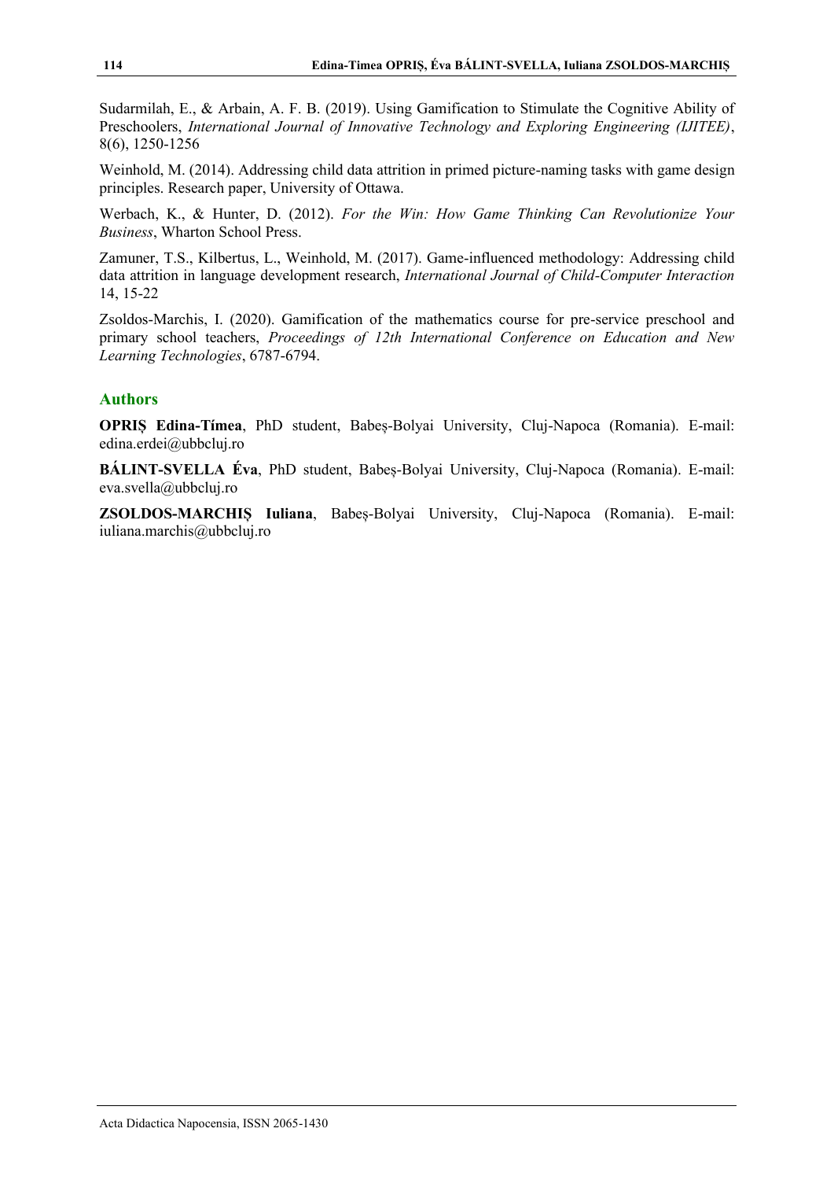Sudarmilah, E., & Arbain, A. F. B. (2019). Using Gamification to Stimulate the Cognitive Ability of Preschoolers, *International Journal of Innovative Technology and Exploring Engineering (IJITEE)*, 8(6), 1250-1256

Weinhold, M. (2014). Addressing child data attrition in primed picture-naming tasks with game design principles. Research paper, University of Ottawa.

Werbach, K., & Hunter, D. (2012). *For the Win: How Game Thinking Can Revolutionize Your Business*, Wharton School Press.

Zamuner, T.S., Kilbertus, L., Weinhold, M. (2017). Game-influenced methodology: Addressing child data attrition in language development research, *International Journal of Child-Computer Interaction* 14, 15-22

Zsoldos-Marchis, I. (2020). Gamification of the mathematics course for pre-service preschool and primary school teachers, *Proceedings of 12th International Conference on Education and New Learning Technologies*, 6787-6794.

## Authors

**OPRIȘ Edina-Tímea**, PhD student, Babeș-Bolyai University, Cluj-Napoca (Romania). E-mail: edina.erdei@ubbcluj.ro

**BÁLINT-SVELLA Éva**, PhD student, Babeș-Bolyai University, Cluj-Napoca (Romania). E-mail: eva.svella@ubbcluj.ro

**ZSOLDOS-MARCHIȘ Iuliana**, Babeș-Bolyai University, Cluj-Napoca (Romania). E-mail: iuliana.marchis@ubbcluj.ro